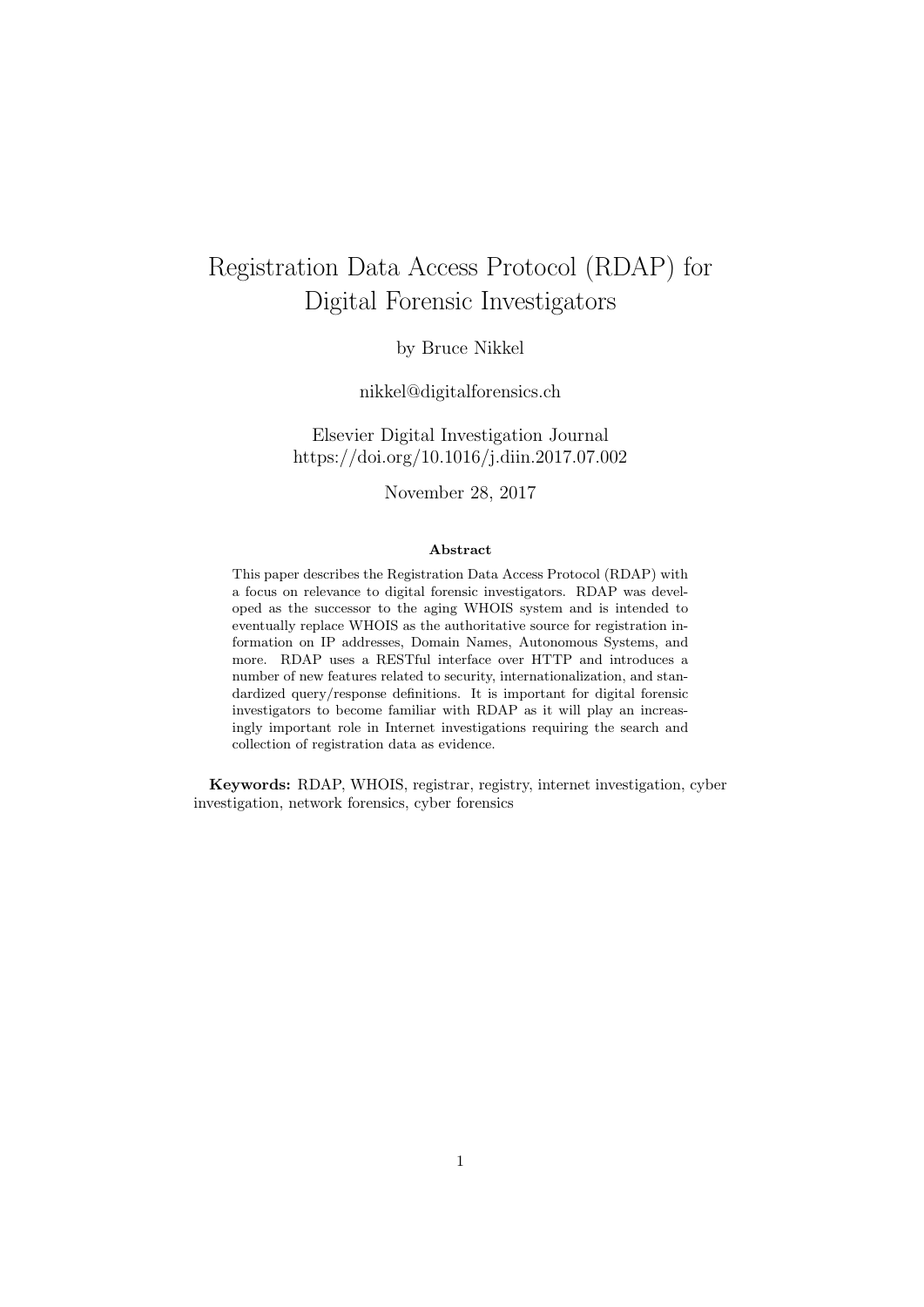# Registration Data Access Protocol (RDAP) for Digital Forensic Investigators

by Bruce Nikkel

nikkel@digitalforensics.ch

Elsevier Digital Investigation Journal
https://doi.org/10.1016/j.diin.2017.07.002

November 28, 2017

**Abstract**

This paper describes the Registration Data Access Protocol (RDAP) with a focus on relevance to digital forensic investigators. RDAP was developed as the successor to the aging WHOIS system and is intended to eventually replace WHOIS as the authoritative source for registration information on IP addresses, Domain Names, Autonomous Systems, and more. RDAP uses a RESTful interface over HTTP and introduces a number of new features related to security, internationalization, and standardized query/response definitions. It is important for digital forensic investigators to become familiar with RDAP as it will play an increasingly important role in Internet investigations requiring the search and collection of registration data as evidence.

**Keywords:** RDAP, WHOIS, registrar, registry, internet investigation, cyber investigation, network forensics, cyber forensics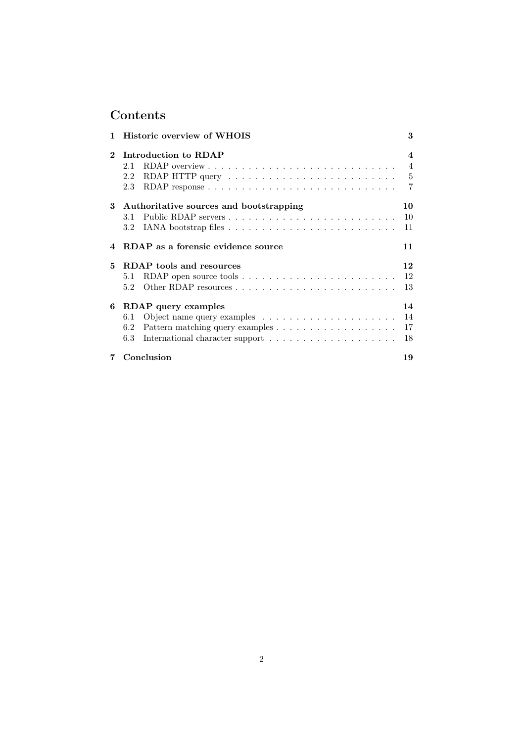# Contents

- **1 Historic overview of WHOIS** — 3
- **2 Introduction to RDAP** — 4
  - 2.1 RDAP overview — 4
  - 2.2 RDAP HTTP query — 5
  - 2.3 RDAP response — 7
- **3 Authoritative sources and bootstrapping** — 10
  - 3.1 Public RDAP servers — 10
  - 3.2 IANA bootstrap files — 11
- **4 RDAP as a forensic evidence source** — 11
- **5 RDAP tools and resources** — 12
  - 5.1 RDAP open source tools — 12
  - 5.2 Other RDAP resources — 13
- **6 RDAP query examples** — 14
  - 6.1 Object name query examples — 14
  - 6.2 Pattern matching query examples — 17
  - 6.3 International character support — 18
- **7 Conclusion** — 19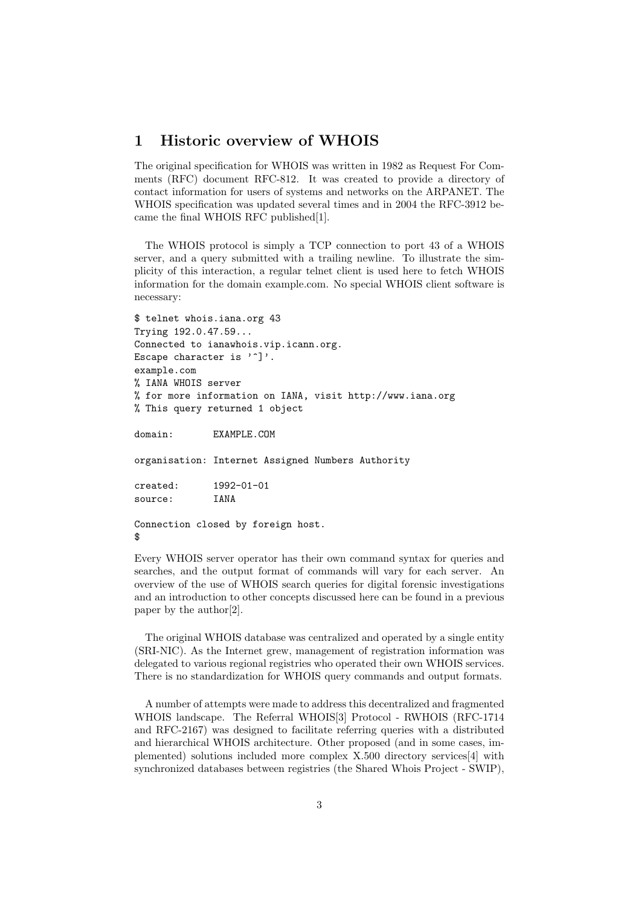# 1 Historic overview of WHOIS

The original specification for WHOIS was written in 1982 as Request For Comments (RFC) document RFC-812. It was created to provide a directory of contact information for users of systems and networks on the ARPANET. The WHOIS specification was updated several times and in 2004 the RFC-3912 became the final WHOIS RFC published[1].

The WHOIS protocol is simply a TCP connection to port 43 of a WHOIS server, and a query submitted with a trailing newline. To illustrate the simplicity of this interaction, a regular telnet client is used here to fetch WHOIS information for the domain example.com. No special WHOIS client software is necessary:

```
$ telnet whois.iana.org 43
Trying 192.0.47.59...
Connected to ianawhois.vip.icann.org.
Escape character is '^]'.
example.com
% IANA WHOIS server
% for more information on IANA, visit http://www.iana.org
% This query returned 1 object

domain:       EXAMPLE.COM

organisation: Internet Assigned Numbers Authority

created:      1992-01-01
source:       IANA

Connection closed by foreign host.
$
```

Every WHOIS server operator has their own command syntax for queries and searches, and the output format of commands will vary for each server. An overview of the use of WHOIS search queries for digital forensic investigations and an introduction to other concepts discussed here can be found in a previous paper by the author[2].

The original WHOIS database was centralized and operated by a single entity (SRI-NIC). As the Internet grew, management of registration information was delegated to various regional registries who operated their own WHOIS services. There is no standardization for WHOIS query commands and output formats.

A number of attempts were made to address this decentralized and fragmented WHOIS landscape. The Referral WHOIS[3] Protocol - RWHOIS (RFC-1714 and RFC-2167) was designed to facilitate referring queries with a distributed and hierarchical WHOIS architecture. Other proposed (and in some cases, implemented) solutions included more complex X.500 directory services[4] with synchronized databases between registries (the Shared Whois Project - SWIP),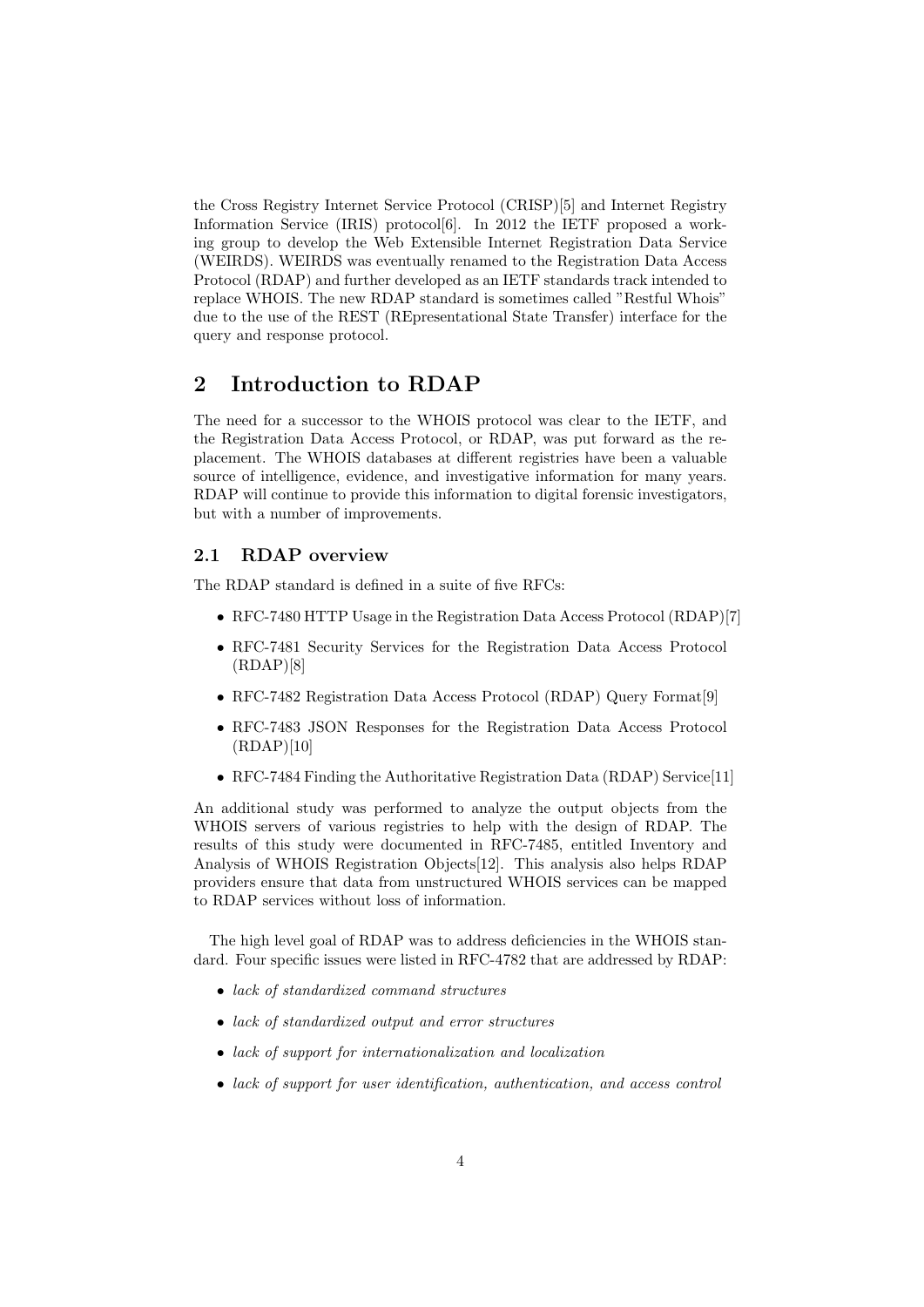the Cross Registry Internet Service Protocol (CRISP)[5] and Internet Registry Information Service (IRIS) protocol[6]. In 2012 the IETF proposed a working group to develop the Web Extensible Internet Registration Data Service (WEIRDS). WEIRDS was eventually renamed to the Registration Data Access Protocol (RDAP) and further developed as an IETF standards track intended to replace WHOIS. The new RDAP standard is sometimes called "Restful Whois" due to the use of the REST (REpresentational State Transfer) interface for the query and response protocol.

## 2 Introduction to RDAP

The need for a successor to the WHOIS protocol was clear to the IETF, and the Registration Data Access Protocol, or RDAP, was put forward as the replacement. The WHOIS databases at different registries have been a valuable source of intelligence, evidence, and investigative information for many years. RDAP will continue to provide this information to digital forensic investigators, but with a number of improvements.

### 2.1 RDAP overview

The RDAP standard is defined in a suite of five RFCs:

- RFC-7480 HTTP Usage in the Registration Data Access Protocol (RDAP)[7]
- RFC-7481 Security Services for the Registration Data Access Protocol (RDAP)[8]
- RFC-7482 Registration Data Access Protocol (RDAP) Query Format[9]
- RFC-7483 JSON Responses for the Registration Data Access Protocol (RDAP)[10]
- RFC-7484 Finding the Authoritative Registration Data (RDAP) Service[11]

An additional study was performed to analyze the output objects from the WHOIS servers of various registries to help with the design of RDAP. The results of this study were documented in RFC-7485, entitled Inventory and Analysis of WHOIS Registration Objects[12]. This analysis also helps RDAP providers ensure that data from unstructured WHOIS services can be mapped to RDAP services without loss of information.

The high level goal of RDAP was to address deficiencies in the WHOIS standard. Four specific issues were listed in RFC-4782 that are addressed by RDAP:

- *lack of standardized command structures*
- *lack of standardized output and error structures*
- *lack of support for internationalization and localization*
- *lack of support for user identification, authentication, and access control*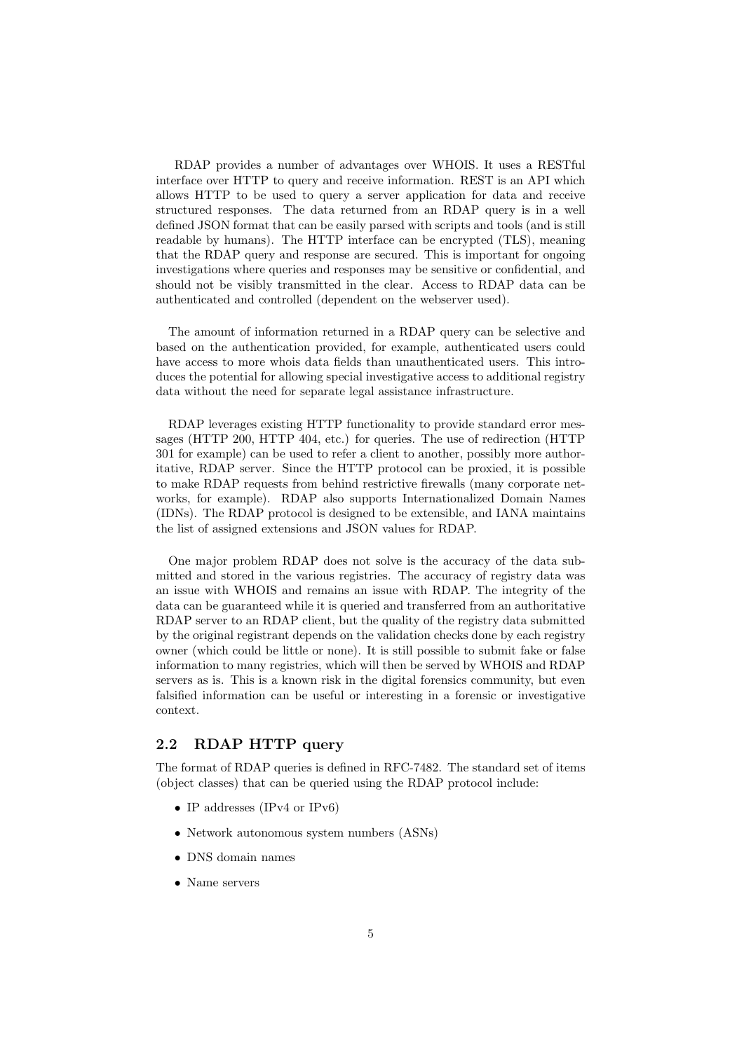RDAP provides a number of advantages over WHOIS. It uses a RESTful interface over HTTP to query and receive information. REST is an API which allows HTTP to be used to query a server application for data and receive structured responses. The data returned from an RDAP query is in a well defined JSON format that can be easily parsed with scripts and tools (and is still readable by humans). The HTTP interface can be encrypted (TLS), meaning that the RDAP query and response are secured. This is important for ongoing investigations where queries and responses may be sensitive or confidential, and should not be visibly transmitted in the clear. Access to RDAP data can be authenticated and controlled (dependent on the webserver used).

The amount of information returned in a RDAP query can be selective and based on the authentication provided, for example, authenticated users could have access to more whois data fields than unauthenticated users. This introduces the potential for allowing special investigative access to additional registry data without the need for separate legal assistance infrastructure.

RDAP leverages existing HTTP functionality to provide standard error messages (HTTP 200, HTTP 404, etc.) for queries. The use of redirection (HTTP 301 for example) can be used to refer a client to another, possibly more authoritative, RDAP server. Since the HTTP protocol can be proxied, it is possible to make RDAP requests from behind restrictive firewalls (many corporate networks, for example). RDAP also supports Internationalized Domain Names (IDNs). The RDAP protocol is designed to be extensible, and IANA maintains the list of assigned extensions and JSON values for RDAP.

One major problem RDAP does not solve is the accuracy of the data submitted and stored in the various registries. The accuracy of registry data was an issue with WHOIS and remains an issue with RDAP. The integrity of the data can be guaranteed while it is queried and transferred from an authoritative RDAP server to an RDAP client, but the quality of the registry data submitted by the original registrant depends on the validation checks done by each registry owner (which could be little or none). It is still possible to submit fake or false information to many registries, which will then be served by WHOIS and RDAP servers as is. This is a known risk in the digital forensics community, but even falsified information can be useful or interesting in a forensic or investigative context.

## 2.2 RDAP HTTP query

The format of RDAP queries is defined in RFC-7482. The standard set of items (object classes) that can be queried using the RDAP protocol include:

- IP addresses (IPv4 or IPv6)
- Network autonomous system numbers (ASNs)
- DNS domain names
- Name servers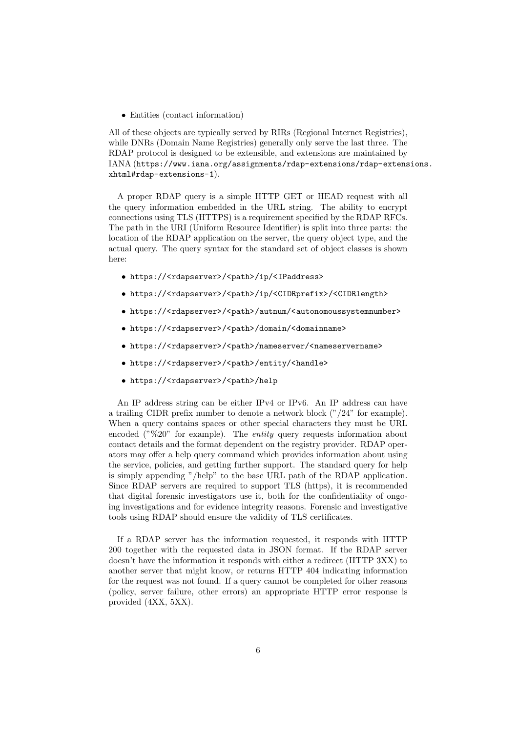- Entities (contact information)

All of these objects are typically served by RIRs (Regional Internet Registries), while DNRs (Domain Name Registries) generally only serve the last three. The RDAP protocol is designed to be extensible, and extensions are maintained by IANA (`https://www.iana.org/assignments/rdap-extensions/rdap-extensions.xhtml#rdap-extensions-1`).

A proper RDAP query is a simple HTTP GET or HEAD request with all the query information embedded in the URL string. The ability to encrypt connections using TLS (HTTPS) is a requirement specified by the RDAP RFCs. The path in the URI (Uniform Resource Identifier) is split into three parts: the location of the RDAP application on the server, the query object type, and the actual query. The query syntax for the standard set of object classes is shown here:

- `https://<rdapserver>/<path>/ip/<IPaddress>`
- `https://<rdapserver>/<path>/ip/<CIDRprefix>/<CIDRlength>`
- `https://<rdapserver>/<path>/autnum/<autonomoussystemnumber>`
- `https://<rdapserver>/<path>/domain/<domainname>`
- `https://<rdapserver>/<path>/nameserver/<nameservername>`
- `https://<rdapserver>/<path>/entity/<handle>`
- `https://<rdapserver>/<path>/help`

An IP address string can be either IPv4 or IPv6. An IP address can have a trailing CIDR prefix number to denote a network block ("/24" for example). When a query contains spaces or other special characters they must be URL encoded ("%20" for example). The *entity* query requests information about contact details and the format dependent on the registry provider. RDAP operators may offer a help query command which provides information about using the service, policies, and getting further support. The standard query for help is simply appending "/help" to the base URL path of the RDAP application. Since RDAP servers are required to support TLS (https), it is recommended that digital forensic investigators use it, both for the confidentiality of ongoing investigations and for evidence integrity reasons. Forensic and investigative tools using RDAP should ensure the validity of TLS certificates.

If a RDAP server has the information requested, it responds with HTTP 200 together with the requested data in JSON format. If the RDAP server doesn't have the information it responds with either a redirect (HTTP 3XX) to another server that might know, or returns HTTP 404 indicating information for the request was not found. If a query cannot be completed for other reasons (policy, server failure, other errors) an appropriate HTTP error response is provided (4XX, 5XX).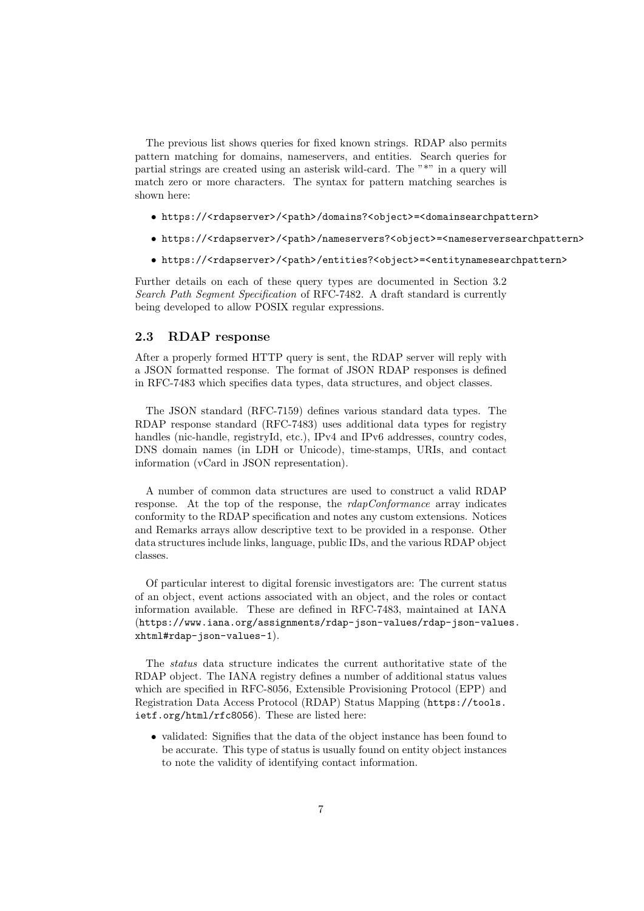The previous list shows queries for fixed known strings. RDAP also permits pattern matching for domains, nameservers, and entities. Search queries for partial strings are created using an asterisk wild-card. The "*" in a query will match zero or more characters. The syntax for pattern matching searches is shown here:

- `https://<rdapserver>/<path>/domains?<object>=<domainsearchpattern>`
- `https://<rdapserver>/<path>/nameservers?<object>=<nameserversearchpattern>`
- `https://<rdapserver>/<path>/entities?<object>=<entitynamesearchpattern>`

Further details on each of these query types are documented in Section 3.2 *Search Path Segment Specification* of RFC-7482. A draft standard is currently being developed to allow POSIX regular expressions.

## 2.3 RDAP response

After a properly formed HTTP query is sent, the RDAP server will reply with a JSON formatted response. The format of JSON RDAP responses is defined in RFC-7483 which specifies data types, data structures, and object classes.

The JSON standard (RFC-7159) defines various standard data types. The RDAP response standard (RFC-7483) uses additional data types for registry handles (nic-handle, registryId, etc.), IPv4 and IPv6 addresses, country codes, DNS domain names (in LDH or Unicode), time-stamps, URIs, and contact information (vCard in JSON representation).

A number of common data structures are used to construct a valid RDAP response. At the top of the response, the *rdapConformance* array indicates conformity to the RDAP specification and notes any custom extensions. Notices and Remarks arrays allow descriptive text to be provided in a response. Other data structures include links, language, public IDs, and the various RDAP object classes.

Of particular interest to digital forensic investigators are: The current status of an object, event actions associated with an object, and the roles or contact information available. These are defined in RFC-7483, maintained at IANA (`https://www.iana.org/assignments/rdap-json-values/rdap-json-values.xhtml#rdap-json-values-1`).

The *status* data structure indicates the current authoritative state of the RDAP object. The IANA registry defines a number of additional status values which are specified in RFC-8056, Extensible Provisioning Protocol (EPP) and Registration Data Access Protocol (RDAP) Status Mapping (`https://tools.ietf.org/html/rfc8056`). These are listed here:

- validated: Signifies that the data of the object instance has been found to be accurate. This type of status is usually found on entity object instances to note the validity of identifying contact information.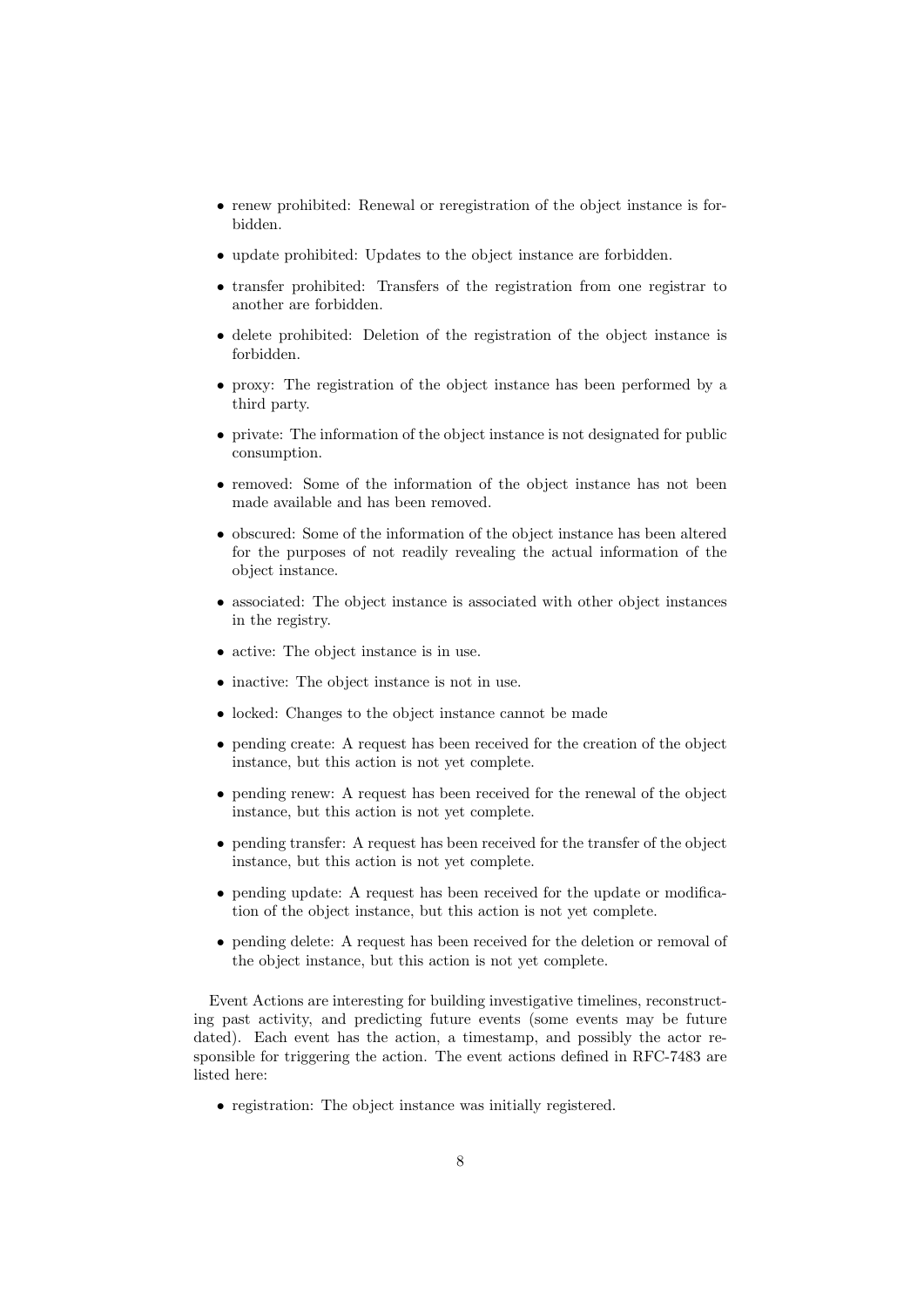- renew prohibited: Renewal or reregistration of the object instance is forbidden.
- update prohibited: Updates to the object instance are forbidden.
- transfer prohibited: Transfers of the registration from one registrar to another are forbidden.
- delete prohibited: Deletion of the registration of the object instance is forbidden.
- proxy: The registration of the object instance has been performed by a third party.
- private: The information of the object instance is not designated for public consumption.
- removed: Some of the information of the object instance has not been made available and has been removed.
- obscured: Some of the information of the object instance has been altered for the purposes of not readily revealing the actual information of the object instance.
- associated: The object instance is associated with other object instances in the registry.
- active: The object instance is in use.
- inactive: The object instance is not in use.
- locked: Changes to the object instance cannot be made
- pending create: A request has been received for the creation of the object instance, but this action is not yet complete.
- pending renew: A request has been received for the renewal of the object instance, but this action is not yet complete.
- pending transfer: A request has been received for the transfer of the object instance, but this action is not yet complete.
- pending update: A request has been received for the update or modification of the object instance, but this action is not yet complete.
- pending delete: A request has been received for the deletion or removal of the object instance, but this action is not yet complete.

Event Actions are interesting for building investigative timelines, reconstructing past activity, and predicting future events (some events may be future dated). Each event has the action, a timestamp, and possibly the actor responsible for triggering the action. The event actions defined in RFC-7483 are listed here:

- registration: The object instance was initially registered.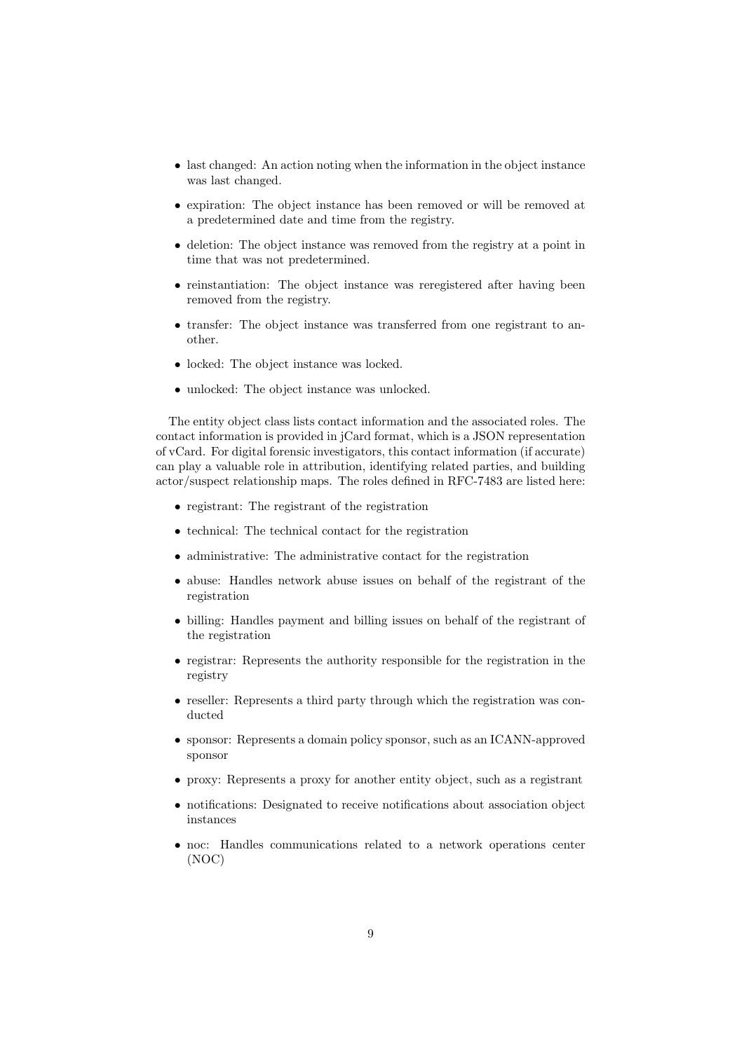- last changed: An action noting when the information in the object instance was last changed.
- expiration: The object instance has been removed or will be removed at a predetermined date and time from the registry.
- deletion: The object instance was removed from the registry at a point in time that was not predetermined.
- reinstantiation: The object instance was reregistered after having been removed from the registry.
- transfer: The object instance was transferred from one registrant to another.
- locked: The object instance was locked.
- unlocked: The object instance was unlocked.

The entity object class lists contact information and the associated roles. The contact information is provided in jCard format, which is a JSON representation of vCard. For digital forensic investigators, this contact information (if accurate) can play a valuable role in attribution, identifying related parties, and building actor/suspect relationship maps. The roles defined in RFC-7483 are listed here:

- registrant: The registrant of the registration
- technical: The technical contact for the registration
- administrative: The administrative contact for the registration
- abuse: Handles network abuse issues on behalf of the registrant of the registration
- billing: Handles payment and billing issues on behalf of the registrant of the registration
- registrar: Represents the authority responsible for the registration in the registry
- reseller: Represents a third party through which the registration was conducted
- sponsor: Represents a domain policy sponsor, such as an ICANN-approved sponsor
- proxy: Represents a proxy for another entity object, such as a registrant
- notifications: Designated to receive notifications about association object instances
- noc: Handles communications related to a network operations center (NOC)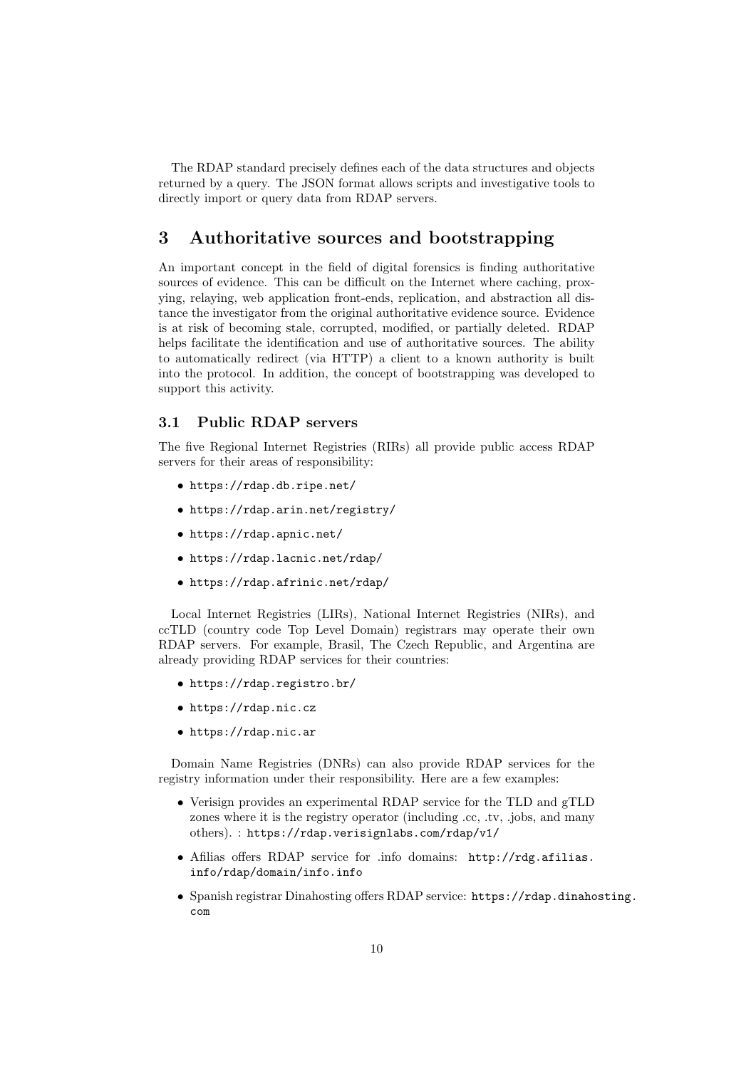The RDAP standard precisely defines each of the data structures and objects returned by a query. The JSON format allows scripts and investigative tools to directly import or query data from RDAP servers.

# 3 Authoritative sources and bootstrapping

An important concept in the field of digital forensics is finding authoritative sources of evidence. This can be difficult on the Internet where caching, proxying, relaying, web application front-ends, replication, and abstraction all distance the investigator from the original authoritative evidence source. Evidence is at risk of becoming stale, corrupted, modified, or partially deleted. RDAP helps facilitate the identification and use of authoritative sources. The ability to automatically redirect (via HTTP) a client to a known authority is built into the protocol. In addition, the concept of bootstrapping was developed to support this activity.

## 3.1 Public RDAP servers

The five Regional Internet Registries (RIRs) all provide public access RDAP servers for their areas of responsibility:

- `https://rdap.db.ripe.net/`
- `https://rdap.arin.net/registry/`
- `https://rdap.apnic.net/`
- `https://rdap.lacnic.net/rdap/`
- `https://rdap.afrinic.net/rdap/`

Local Internet Registries (LIRs), National Internet Registries (NIRs), and ccTLD (country code Top Level Domain) registrars may operate their own RDAP servers. For example, Brasil, The Czech Republic, and Argentina are already providing RDAP services for their countries:

- `https://rdap.registro.br/`
- `https://rdap.nic.cz`
- `https://rdap.nic.ar`

Domain Name Registries (DNRs) can also provide RDAP services for the registry information under their responsibility. Here are a few examples:

- Verisign provides an experimental RDAP service for the TLD and gTLD zones where it is the registry operator (including .cc, .tv, .jobs, and many others). : `https://rdap.verisignlabs.com/rdap/v1/`
- Afilias offers RDAP service for .info domains: `http://rdg.afilias.info/rdap/domain/info.info`
- Spanish registrar Dinahosting offers RDAP service: `https://rdap.dinahosting.com`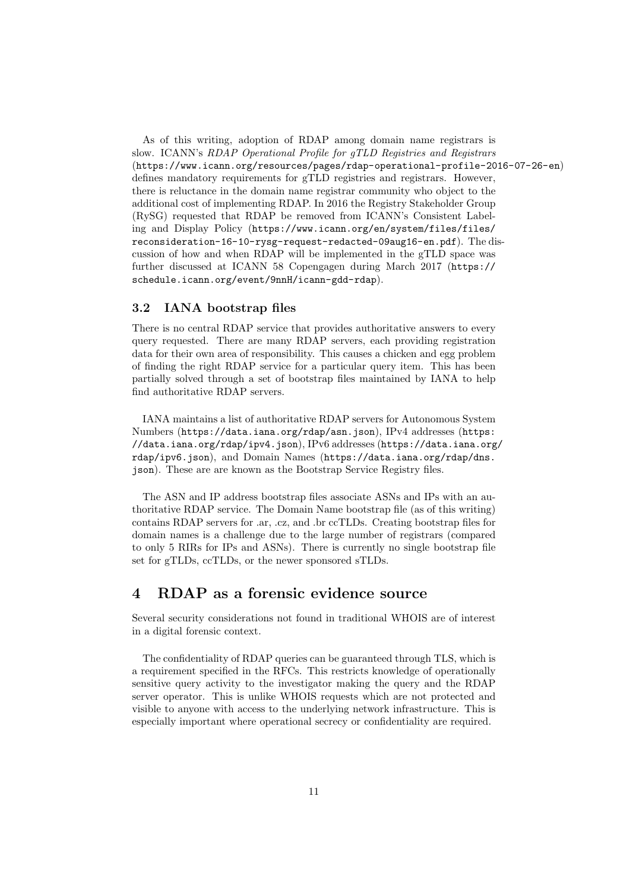As of this writing, adoption of RDAP among domain name registrars is slow. ICANN's *RDAP Operational Profile for gTLD Registries and Registrars* (`https://www.icann.org/resources/pages/rdap-operational-profile-2016-07-26-en`) defines mandatory requirements for gTLD registries and registrars. However, there is reluctance in the domain name registrar community who object to the additional cost of implementing RDAP. In 2016 the Registry Stakeholder Group (RySG) requested that RDAP be removed from ICANN's Consistent Labeling and Display Policy (`https://www.icann.org/en/system/files/files/reconsideration-16-10-rysg-request-redacted-09aug16-en.pdf`). The discussion of how and when RDAP will be implemented in the gTLD space was further discussed at ICANN 58 Copengagen during March 2017 (`https://schedule.icann.org/event/9nnH/icann-gdd-rdap`).

### 3.2 IANA bootstrap files

There is no central RDAP service that provides authoritative answers to every query requested. There are many RDAP servers, each providing registration data for their own area of responsibility. This causes a chicken and egg problem of finding the right RDAP service for a particular query item. This has been partially solved through a set of bootstrap files maintained by IANA to help find authoritative RDAP servers.

IANA maintains a list of authoritative RDAP servers for Autonomous System Numbers (`https://data.iana.org/rdap/asn.json`), IPv4 addresses (`https://data.iana.org/rdap/ipv4.json`), IPv6 addresses (`https://data.iana.org/rdap/ipv6.json`), and Domain Names (`https://data.iana.org/rdap/dns.json`). These are are known as the Bootstrap Service Registry files.

The ASN and IP address bootstrap files associate ASNs and IPs with an authoritative RDAP service. The Domain Name bootstrap file (as of this writing) contains RDAP servers for .ar, .cz, and .br ccTLDs. Creating bootstrap files for domain names is a challenge due to the large number of registrars (compared to only 5 RIRs for IPs and ASNs). There is currently no single bootstrap file set for gTLDs, ccTLDs, or the newer sponsored sTLDs.

## 4 RDAP as a forensic evidence source

Several security considerations not found in traditional WHOIS are of interest in a digital forensic context.

The confidentiality of RDAP queries can be guaranteed through TLS, which is a requirement specified in the RFCs. This restricts knowledge of operationally sensitive query activity to the investigator making the query and the RDAP server operator. This is unlike WHOIS requests which are not protected and visible to anyone with access to the underlying network infrastructure. This is especially important where operational secrecy or confidentiality are required.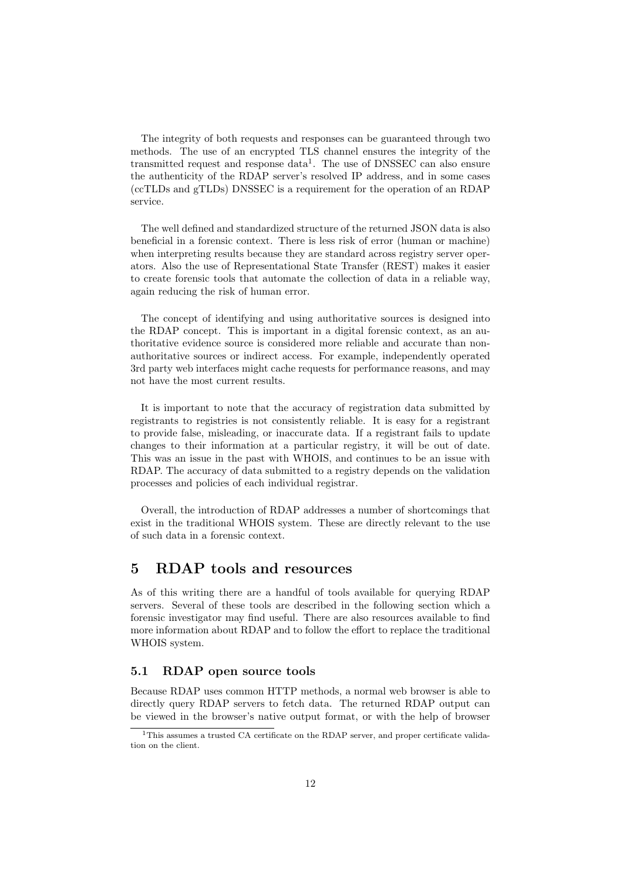The integrity of both requests and responses can be guaranteed through two methods. The use of an encrypted TLS channel ensures the integrity of the transmitted request and response data[1]. The use of DNSSEC can also ensure the authenticity of the RDAP server's resolved IP address, and in some cases (ccTLDs and gTLDs) DNSSEC is a requirement for the operation of an RDAP service.

The well defined and standardized structure of the returned JSON data is also beneficial in a forensic context. There is less risk of error (human or machine) when interpreting results because they are standard across registry server operators. Also the use of Representational State Transfer (REST) makes it easier to create forensic tools that automate the collection of data in a reliable way, again reducing the risk of human error.

The concept of identifying and using authoritative sources is designed into the RDAP concept. This is important in a digital forensic context, as an authoritative evidence source is considered more reliable and accurate than non-authoritative sources or indirect access. For example, independently operated 3rd party web interfaces might cache requests for performance reasons, and may not have the most current results.

It is important to note that the accuracy of registration data submitted by registrants to registries is not consistently reliable. It is easy for a registrant to provide false, misleading, or inaccurate data. If a registrant fails to update changes to their information at a particular registry, it will be out of date. This was an issue in the past with WHOIS, and continues to be an issue with RDAP. The accuracy of data submitted to a registry depends on the validation processes and policies of each individual registrar.

Overall, the introduction of RDAP addresses a number of shortcomings that exist in the traditional WHOIS system. These are directly relevant to the use of such data in a forensic context.

# 5 RDAP tools and resources

As of this writing there are a handful of tools available for querying RDAP servers. Several of these tools are described in the following section which a forensic investigator may find useful. There are also resources available to find more information about RDAP and to follow the effort to replace the traditional WHOIS system.

## 5.1 RDAP open source tools

Because RDAP uses common HTTP methods, a normal web browser is able to directly query RDAP servers to fetch data. The returned RDAP output can be viewed in the browser's native output format, or with the help of browser

[1] This assumes a trusted CA certificate on the RDAP server, and proper certificate validation on the client.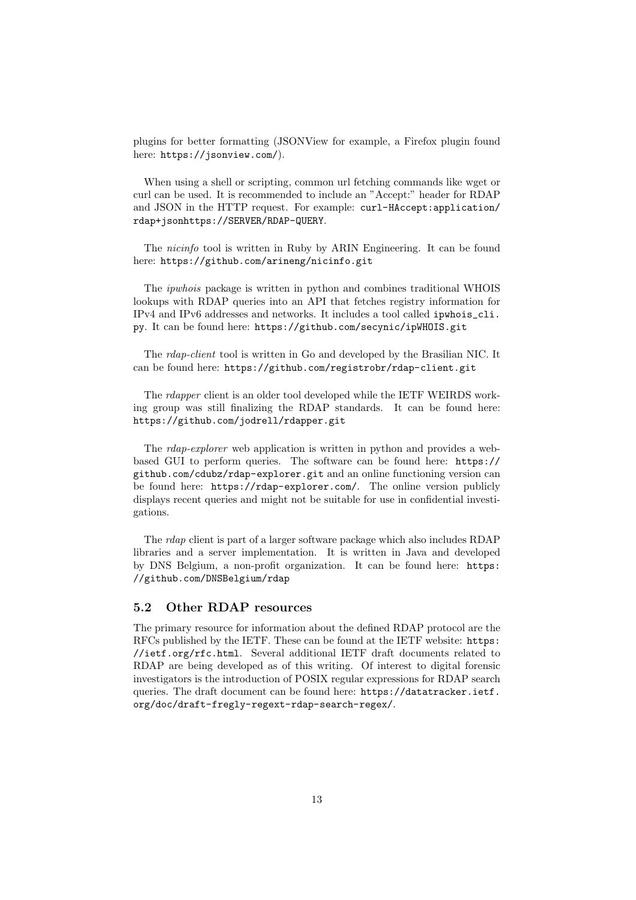plugins for better formatting (JSONView for example, a Firefox plugin found here: `https://jsonview.com/`).

When using a shell or scripting, common url fetching commands like wget or curl can be used. It is recommended to include an "Accept:" header for RDAP and JSON in the HTTP request. For example: `curl-HAccept:application/rdap+jsonhttps://SERVER/RDAP-QUERY`.

The *nicinfo* tool is written in Ruby by ARIN Engineering. It can be found here: `https://github.com/arineng/nicinfo.git`

The *ipwhois* package is written in python and combines traditional WHOIS lookups with RDAP queries into an API that fetches registry information for IPv4 and IPv6 addresses and networks. It includes a tool called `ipwhois_cli.py`. It can be found here: `https://github.com/secynic/ipWHOIS.git`

The *rdap-client* tool is written in Go and developed by the Brasilian NIC. It can be found here: `https://github.com/registrobr/rdap-client.git`

The *rdapper* client is an older tool developed while the IETF WEIRDS working group was still finalizing the RDAP standards. It can be found here: `https://github.com/jodrell/rdapper.git`

The *rdap-explorer* web application is written in python and provides a web-based GUI to perform queries. The software can be found here: `https://github.com/cdubz/rdap-explorer.git` and an online functioning version can be found here: `https://rdap-explorer.com/`. The online version publicly displays recent queries and might not be suitable for use in confidential investigations.

The *rdap* client is part of a larger software package which also includes RDAP libraries and a server implementation. It is written in Java and developed by DNS Belgium, a non-profit organization. It can be found here: `https://github.com/DNSBelgium/rdap`

### 5.2 Other RDAP resources

The primary resource for information about the defined RDAP protocol are the RFCs published by the IETF. These can be found at the IETF website: `https://ietf.org/rfc.html`. Several additional IETF draft documents related to RDAP are being developed as of this writing. Of interest to digital forensic investigators is the introduction of POSIX regular expressions for RDAP search queries. The draft document can be found here: `https://datatracker.ietf.org/doc/draft-fregly-regext-rdap-search-regex/`.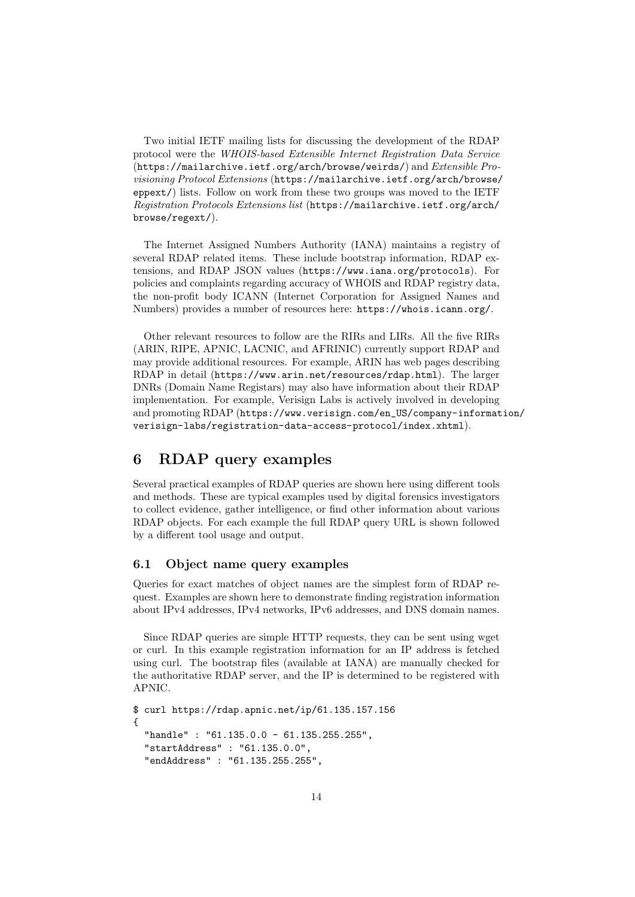Two initial IETF mailing lists for discussing the development of the RDAP protocol were the *WHOIS-based Extensible Internet Registration Data Service* (https://mailarchive.ietf.org/arch/browse/weirds/) and *Extensible Provisioning Protocol Extensions* (https://mailarchive.ietf.org/arch/browse/eppext/) lists. Follow on work from these two groups was moved to the IETF *Registration Protocols Extensions list* (https://mailarchive.ietf.org/arch/browse/regext/).

The Internet Assigned Numbers Authority (IANA) maintains a registry of several RDAP related items. These include bootstrap information, RDAP extensions, and RDAP JSON values (https://www.iana.org/protocols). For policies and complaints regarding accuracy of WHOIS and RDAP registry data, the non-profit body ICANN (Internet Corporation for Assigned Names and Numbers) provides a number of resources here: https://whois.icann.org/.

Other relevant resources to follow are the RIRs and LIRs. All the five RIRs (ARIN, RIPE, APNIC, LACNIC, and AFRINIC) currently support RDAP and may provide additional resources. For example, ARIN has web pages describing RDAP in detail (https://www.arin.net/resources/rdap.html). The larger DNRs (Domain Name Registars) may also have information about their RDAP implementation. For example, Verisign Labs is actively involved in developing and promoting RDAP (https://www.verisign.com/en_US/company-information/verisign-labs/registration-data-access-protocol/index.xhtml).

# 6 RDAP query examples

Several practical examples of RDAP queries are shown here using different tools and methods. These are typical examples used by digital forensics investigators to collect evidence, gather intelligence, or find other information about various RDAP objects. For each example the full RDAP query URL is shown followed by a different tool usage and output.

## 6.1 Object name query examples

Queries for exact matches of object names are the simplest form of RDAP request. Examples are shown here to demonstrate finding registration information about IPv4 addresses, IPv4 networks, IPv6 addresses, and DNS domain names.

Since RDAP queries are simple HTTP requests, they can be sent using wget or curl. In this example registration information for an IP address is fetched using curl. The bootstrap files (available at IANA) are manually checked for the authoritative RDAP server, and the IP is determined to be registered with APNIC.

```
$ curl https://rdap.apnic.net/ip/61.135.157.156
{
  "handle" : "61.135.0.0 - 61.135.255.255",
  "startAddress" : "61.135.0.0",
  "endAddress" : "61.135.255.255",
```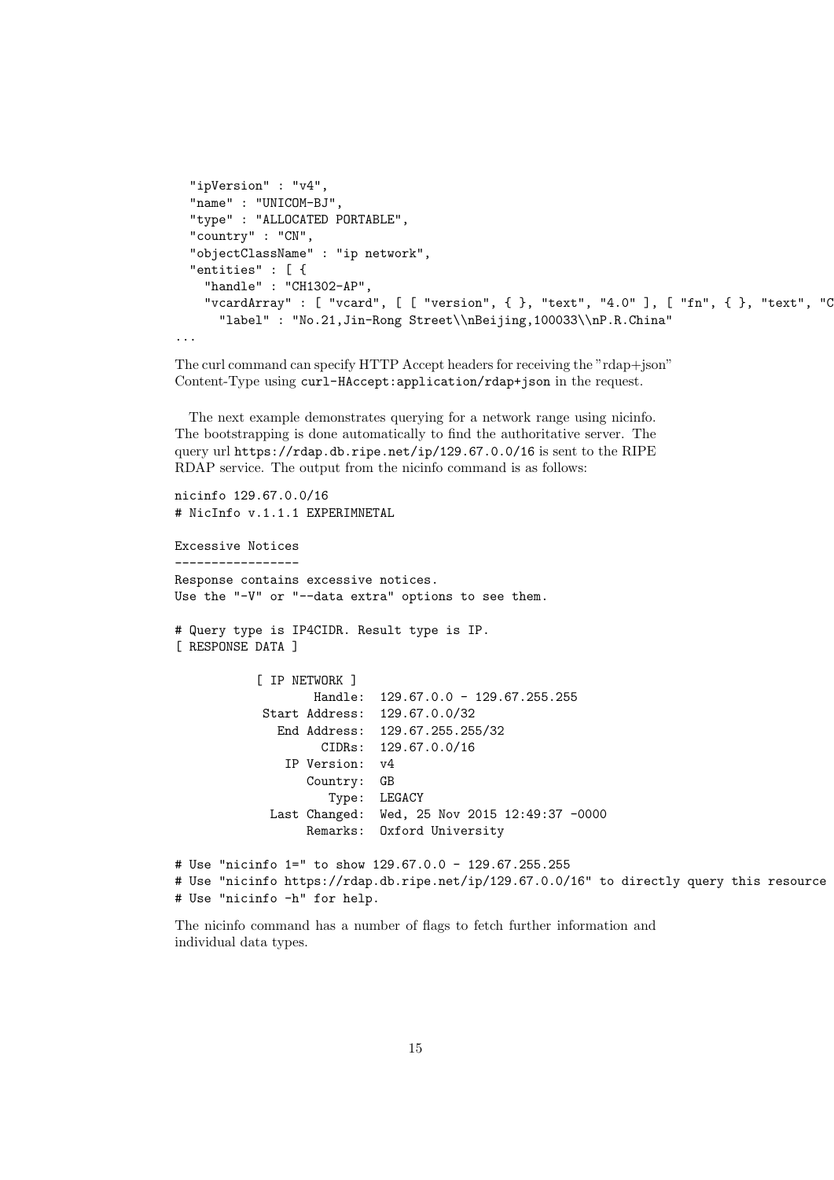```
  "ipVersion" : "v4",
  "name" : "UNICOM-BJ",
  "type" : "ALLOCATED PORTABLE",
  "country" : "CN",
  "objectClassName" : "ip network",
  "entities" : [ {
    "handle" : "CH1302-AP",
    "vcardArray" : [ "vcard", [ [ "version", { }, "text", "4.0" ], [ "fn", { }, "text", "C
      "label" : "No.21,Jin-Rong Street\\nBeijing,100033\\nP.R.China"
...
```

The curl command can specify HTTP Accept headers for receiving the "rdap+json" Content-Type using `curl-HAccept:application/rdap+json` in the request.

The next example demonstrates querying for a network range using nicinfo. The bootstrapping is done automatically to find the authoritative server. The query url `https://rdap.db.ripe.net/ip/129.67.0.0/16` is sent to the RIPE RDAP service. The output from the nicinfo command is as follows:

```
nicinfo 129.67.0.0/16
# NicInfo v.1.1.1 EXPERIMNETAL

Excessive Notices
-----------------
Response contains excessive notices.
Use the "-V" or "--data extra" options to see them.

# Query type is IP4CIDR. Result type is IP.
[ RESPONSE DATA ]

           [ IP NETWORK ]
                   Handle:  129.67.0.0 - 129.67.255.255
            Start Address:  129.67.0.0/32
              End Address:  129.67.255.255/32
                    CIDRs:  129.67.0.0/16
               IP Version:  v4
                  Country:  GB
                     Type:  LEGACY
             Last Changed:  Wed, 25 Nov 2015 12:49:37 -0000
                  Remarks:  Oxford University

# Use "nicinfo 1=" to show 129.67.0.0 - 129.67.255.255
# Use "nicinfo https://rdap.db.ripe.net/ip/129.67.0.0/16" to directly query this resource
# Use "nicinfo -h" for help.
```

The nicinfo command has a number of flags to fetch further information and individual data types.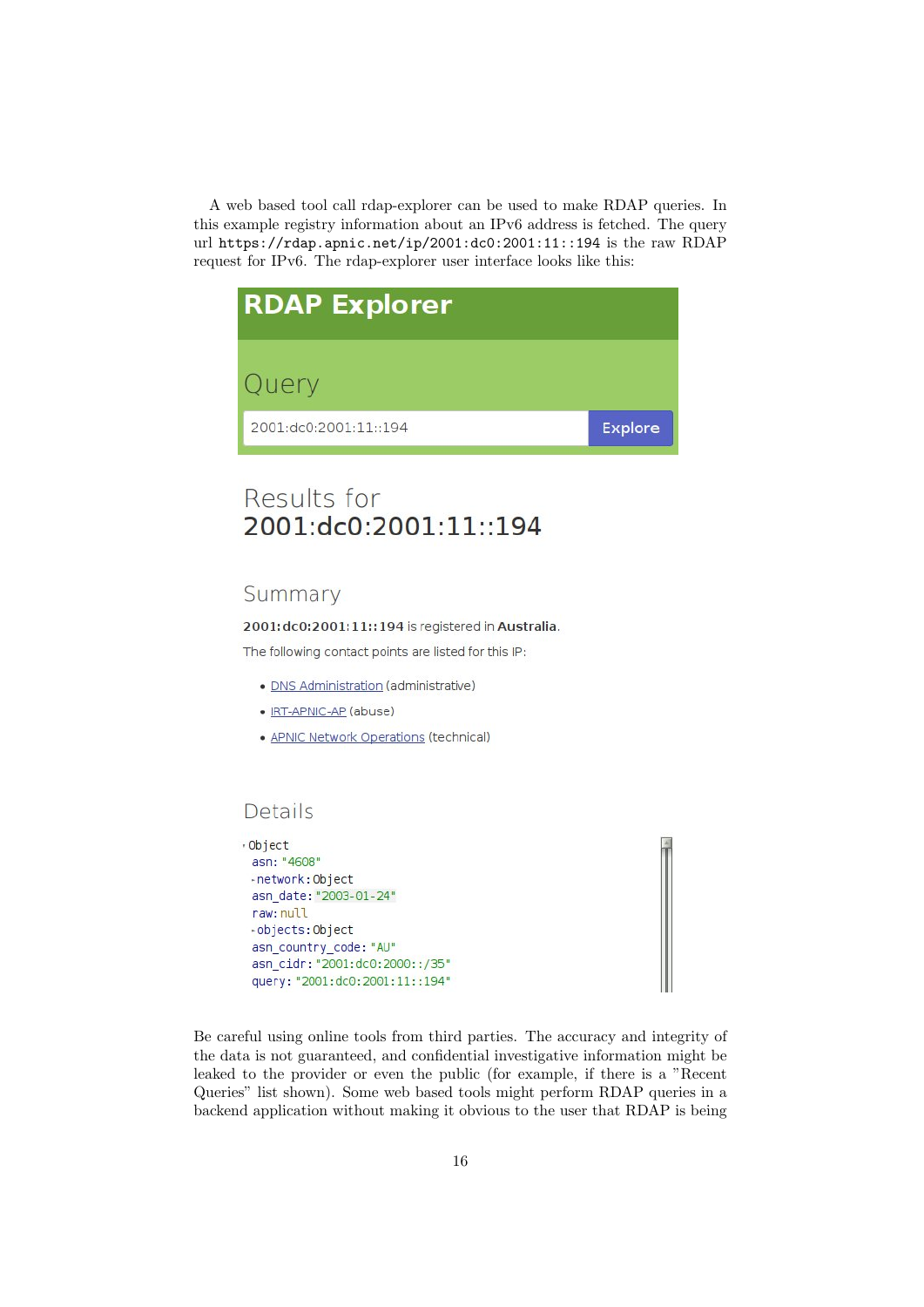A web based tool call rdap-explorer can be used to make RDAP queries. In this example registry information about an IPv6 address is fetched. The query url `https://rdap.apnic.net/ip/2001:dc0:2001:11::194` is the raw RDAP request for IPv6. The rdap-explorer user interface looks like this:

# RDAP Explorer

## Query

2001:dc0:2001:11::194 **Explore**

## Results for 2001:dc0:2001:11::194

### Summary

**2001:dc0:2001:11::194** is registered in **Australia**.

The following contact points are listed for this IP:

- DNS Administration (administrative)
- IRT-APNIC-AP (abuse)
- APNIC Network Operations (technical)

### Details

```
Object
  asn: "4608"
  network: Object
  asn_date: "2003-01-24"
  raw: null
  objects: Object
  asn_country_code: "AU"
  asn_cidr: "2001:dc0:2000::/35"
  query: "2001:dc0:2001:11::194"
```

Be careful using online tools from third parties. The accuracy and integrity of the data is not guaranteed, and confidential investigative information might be leaked to the provider or even the public (for example, if there is a "Recent Queries" list shown). Some web based tools might perform RDAP queries in a backend application without making it obvious to the user that RDAP is being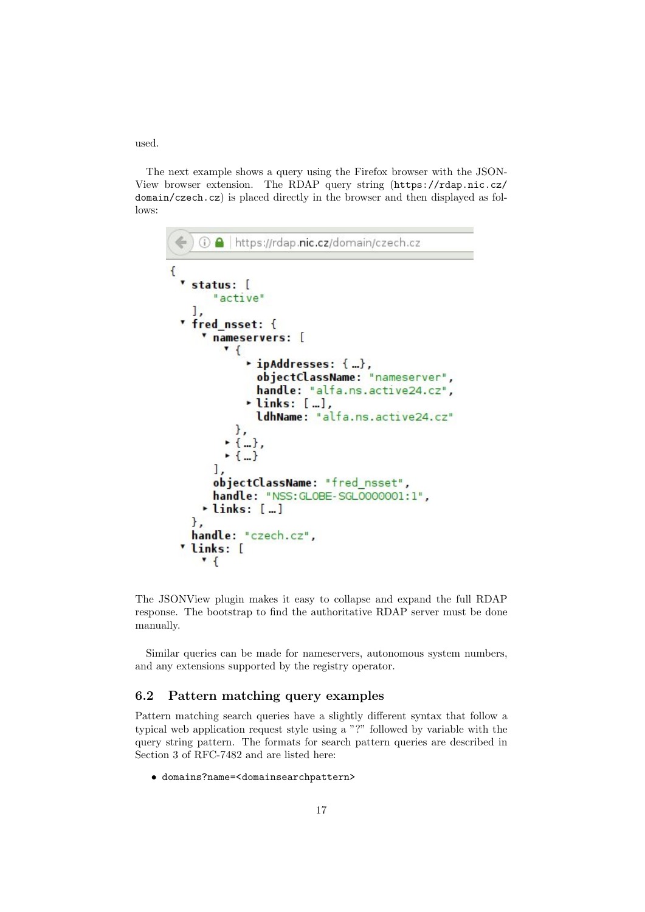used.

The next example shows a query using the Firefox browser with the JSON-View browser extension. The RDAP query string (`https://rdap.nic.cz/domain/czech.cz`) is placed directly in the browser and then displayed as follows:

```
https://rdap.nic.cz/domain/czech.cz

{
  ▾ status: [
        "active"
    ],
  ▾ fred_nsset: {
      ▾ nameservers: [
          ▾ {
              ▸ ipAddresses: {…},
                objectClassName: "nameserver",
                handle: "alfa.ns.active24.cz",
              ▸ links: […],
                ldhName: "alfa.ns.active24.cz"
            },
          ▸ {…},
          ▸ {…}
        ],
        objectClassName: "fred_nsset",
        handle: "NSS:GLOBE-SGL0000001:1",
      ▸ links: […]
    },
    handle: "czech.cz",
  ▾ links: [
      ▾ {
```

The JSONView plugin makes it easy to collapse and expand the full RDAP response. The bootstrap to find the authoritative RDAP server must be done manually.

Similar queries can be made for nameservers, autonomous system numbers, and any extensions supported by the registry operator.

## 6.2 Pattern matching query examples

Pattern matching search queries have a slightly different syntax that follow a typical web application request style using a "?" followed by variable with the query string pattern. The formats for search pattern queries are described in Section 3 of RFC-7482 and are listed here:

- `domains?name=<domainsearchpattern>`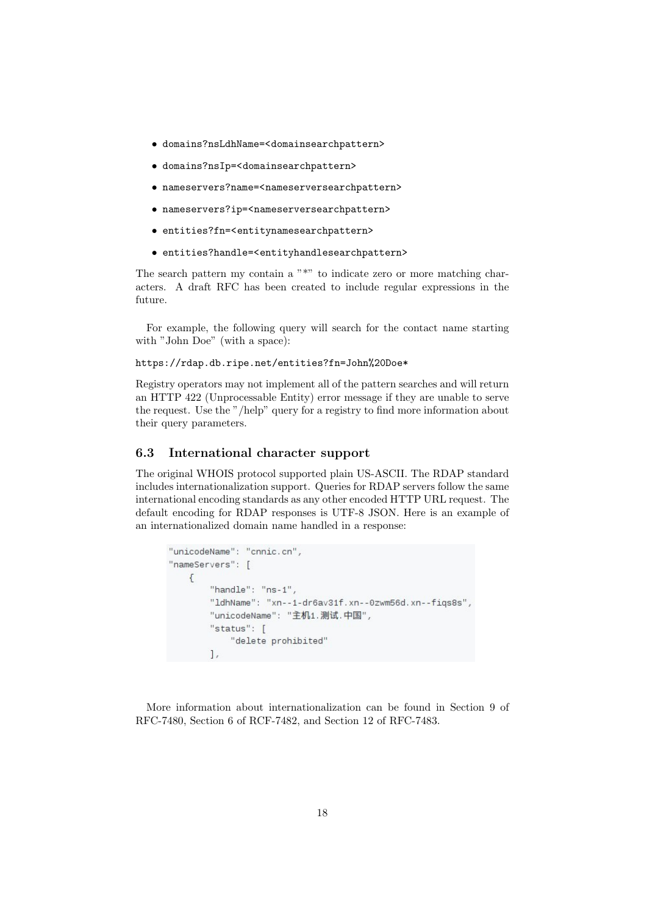- `domains?nsLdhName=<domainsearchpattern>`
- `domains?nsIp=<domainsearchpattern>`
- `nameservers?name=<nameserversearchpattern>`
- `nameservers?ip=<nameserversearchpattern>`
- `entities?fn=<entitynamesearchpattern>`
- `entities?handle=<entityhandlesearchpattern>`

The search pattern my contain a "*" to indicate zero or more matching characters. A draft RFC has been created to include regular expressions in the future.

For example, the following query will search for the contact name starting with "John Doe" (with a space):

`https://rdap.db.ripe.net/entities?fn=John%20Doe*`

Registry operators may not implement all of the pattern searches and will return an HTTP 422 (Unprocessable Entity) error message if they are unable to serve the request. Use the "/help" query for a registry to find more information about their query parameters.

## 6.3 International character support

The original WHOIS protocol supported plain US-ASCII. The RDAP standard includes internationalization support. Queries for RDAP servers follow the same international encoding standards as any other encoded HTTP URL request. The default encoding for RDAP responses is UTF-8 JSON. Here is an example of an internationalized domain name handled in a response:

```
"unicodeName": "cnnic.cn",
"nameServers": [
    {
        "handle": "ns-1",
        "ldhName": "xn--1-dr6av31f.xn--0zwm56d.xn--fiqs8s",
        "unicodeName": "主机1.测试.中国",
        "status": [
            "delete prohibited"
        ],
```

More information about internationalization can be found in Section 9 of RFC-7480, Section 6 of RCF-7482, and Section 12 of RFC-7483.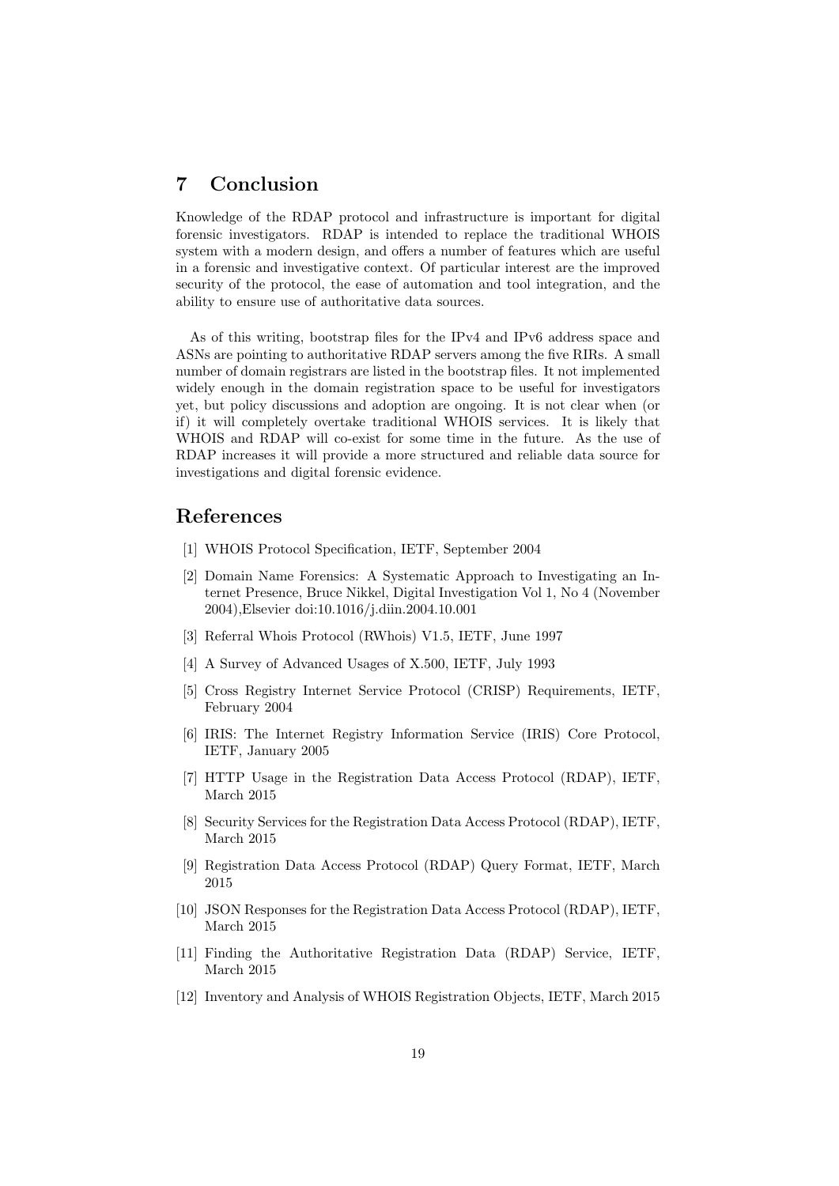# 7 Conclusion

Knowledge of the RDAP protocol and infrastructure is important for digital forensic investigators. RDAP is intended to replace the traditional WHOIS system with a modern design, and offers a number of features which are useful in a forensic and investigative context. Of particular interest are the improved security of the protocol, the ease of automation and tool integration, and the ability to ensure use of authoritative data sources.

As of this writing, bootstrap files for the IPv4 and IPv6 address space and ASNs are pointing to authoritative RDAP servers among the five RIRs. A small number of domain registrars are listed in the bootstrap files. It not implemented widely enough in the domain registration space to be useful for investigators yet, but policy discussions and adoption are ongoing. It is not clear when (or if) it will completely overtake traditional WHOIS services. It is likely that WHOIS and RDAP will co-exist for some time in the future. As the use of RDAP increases it will provide a more structured and reliable data source for investigations and digital forensic evidence.

# References

[1] WHOIS Protocol Specification, IETF, September 2004

[2] Domain Name Forensics: A Systematic Approach to Investigating an Internet Presence, Bruce Nikkel, Digital Investigation Vol 1, No 4 (November 2004),Elsevier doi:10.1016/j.diin.2004.10.001

[3] Referral Whois Protocol (RWhois) V1.5, IETF, June 1997

[4] A Survey of Advanced Usages of X.500, IETF, July 1993

[5] Cross Registry Internet Service Protocol (CRISP) Requirements, IETF, February 2004

[6] IRIS: The Internet Registry Information Service (IRIS) Core Protocol, IETF, January 2005

[7] HTTP Usage in the Registration Data Access Protocol (RDAP), IETF, March 2015

[8] Security Services for the Registration Data Access Protocol (RDAP), IETF, March 2015

[9] Registration Data Access Protocol (RDAP) Query Format, IETF, March 2015

[10] JSON Responses for the Registration Data Access Protocol (RDAP), IETF, March 2015

[11] Finding the Authoritative Registration Data (RDAP) Service, IETF, March 2015

[12] Inventory and Analysis of WHOIS Registration Objects, IETF, March 2015